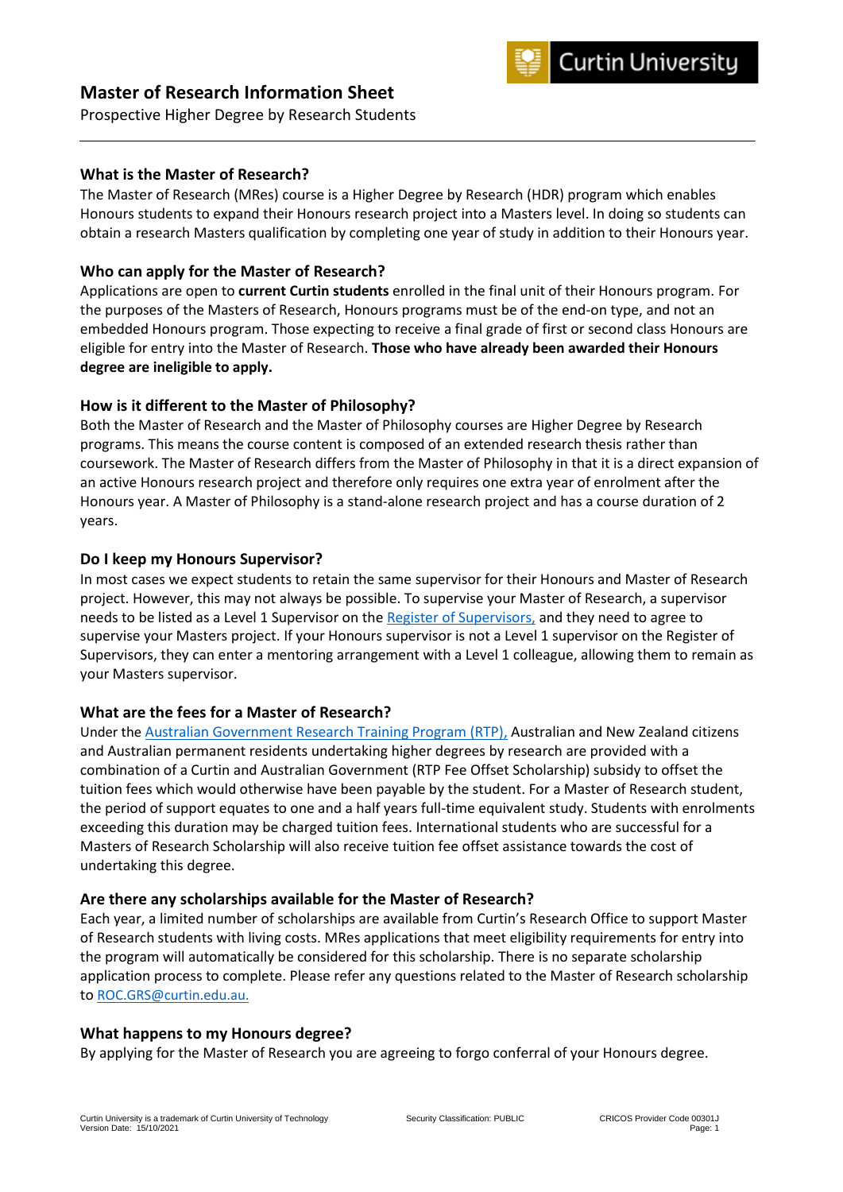# Master of Research Information Sheet

Prospective Higher Degree by Research Students

---

## What is the Master of Research?

The Master of Research (MRes) course is a Higher Degree by Research (HDR) program which enables Honours students to expand their Honours research project into a Masters level. In doing so students can obtain a research Masters qualification by completing one year of study in addition to their Honours year.

## Who can apply for the Master of Research?

Applications are open to **current Curtin students** enrolled in the final unit of their Honours program. For the purposes of the Masters of Research, Honours programs must be of the end-on type, and not an embedded Honours program. Those expecting to receive a final grade of first or second class Honours are eligible for entry into the Master of Research. **Those who have already been awarded their Honours degree are ineligible to apply.**

## How is it different to the Master of Philosophy?

Both the Master of Research and the Master of Philosophy courses are Higher Degree by Research programs. This means the course content is composed of an extended research thesis rather than coursework. The Master of Research differs from the Master of Philosophy in that it is a direct expansion of an active Honours research project and therefore only requires one extra year of enrolment after the Honours year. A Master of Philosophy is a stand-alone research project and has a course duration of 2 years.

## Do I keep my Honours Supervisor?

In most cases we expect students to retain the same supervisor for their Honours and Master of Research project. However, this may not always be possible. To supervise your Master of Research, a supervisor needs to be listed as a Level 1 Supervisor on the Register of Supervisors, and they need to agree to supervise your Masters project. If your Honours supervisor is not a Level 1 supervisor on the Register of Supervisors, they can enter a mentoring arrangement with a Level 1 colleague, allowing them to remain as your Masters supervisor.

## What are the fees for a Master of Research?

Under the Australian Government Research Training Program (RTP), Australian and New Zealand citizens and Australian permanent residents undertaking higher degrees by research are provided with a combination of a Curtin and Australian Government (RTP Fee Offset Scholarship) subsidy to offset the tuition fees which would otherwise have been payable by the student. For a Master of Research student, the period of support equates to one and a half years full-time equivalent study. Students with enrolments exceeding this duration may be charged tuition fees. International students who are successful for a Masters of Research Scholarship will also receive tuition fee offset assistance towards the cost of undertaking this degree.

## Are there any scholarships available for the Master of Research?

Each year, a limited number of scholarships are available from Curtin's Research Office to support Master of Research students with living costs. MRes applications that meet eligibility requirements for entry into the program will automatically be considered for this scholarship. There is no separate scholarship application process to complete. Please refer any questions related to the Master of Research scholarship to ROC.GRS@curtin.edu.au.

## What happens to my Honours degree?

By applying for the Master of Research you are agreeing to forgo conferral of your Honours degree.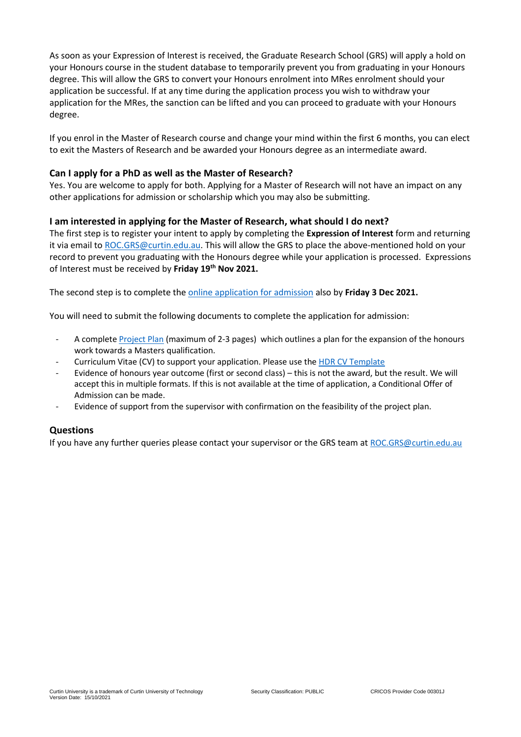As soon as your Expression of Interest is received, the Graduate Research School (GRS) will apply a hold on your Honours course in the student database to temporarily prevent you from graduating in your Honours degree. This will allow the GRS to convert your Honours enrolment into MRes enrolment should your application be successful. If at any time during the application process you wish to withdraw your application for the MRes, the sanction can be lifted and you can proceed to graduate with your Honours degree.

If you enrol in the Master of Research course and change your mind within the first 6 months, you can elect to exit the Masters of Research and be awarded your Honours degree as an intermediate award.

### Can I apply for a PhD as well as the Master of Research?

Yes. You are welcome to apply for both. Applying for a Master of Research will not have an impact on any other applications for admission or scholarship which you may also be submitting.

### I am interested in applying for the Master of Research, what should I do next?

The first step is to register your intent to apply by completing the **Expression of Interest** form and returning it via email to ROC.GRS@curtin.edu.au. This will allow the GRS to place the above-mentioned hold on your record to prevent you graduating with the Honours degree while your application is processed. Expressions of Interest must be received by **Friday 19th Nov 2021.**

The second step is to complete the online application for admission also by **Friday 3 Dec 2021.**

You will need to submit the following documents to complete the application for admission:

- A complete Project Plan (maximum of 2-3 pages) which outlines a plan for the expansion of the honours work towards a Masters qualification.
- Curriculum Vitae (CV) to support your application. Please use the HDR CV Template
- Evidence of honours year outcome (first or second class) – this is not the award, but the result. We will accept this in multiple formats. If this is not available at the time of application, a Conditional Offer of Admission can be made.
- Evidence of support from the supervisor with confirmation on the feasibility of the project plan.

### Questions

If you have any further queries please contact your supervisor or the GRS team at ROC.GRS@curtin.edu.au